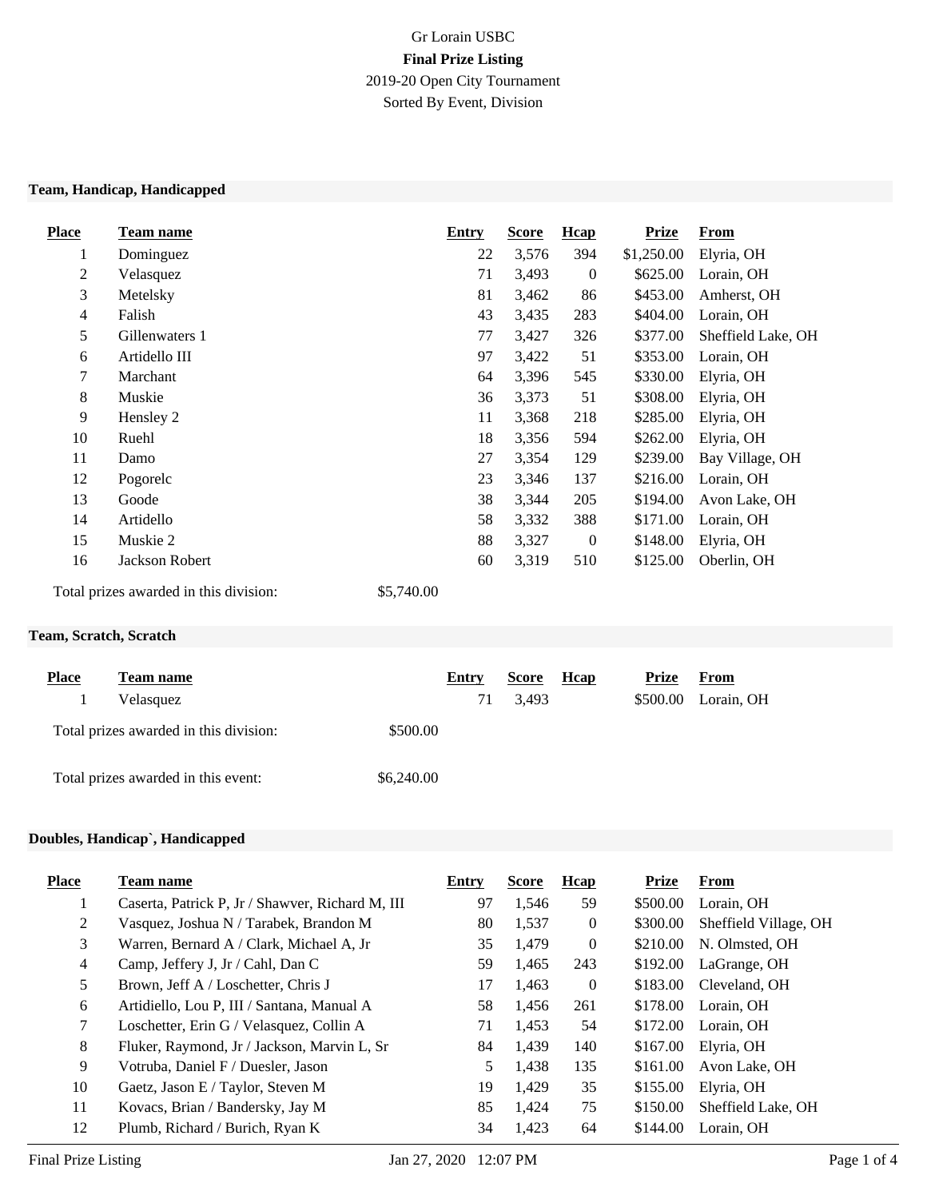Gr Lorain USBC

**Final Prize Listing**

2019-20 Open City Tournament

Sorted By Event, Division

### Team, Handicap, Handicapped

| Place | Team name | Entry | Score | Hcap | Prize | From |
|---|---|---|---|---|---|---|
| 1 | Dominguez | 22 | 3,576 | 394 | $1,250.00 | Elyria, OH |
| 2 | Velasquez | 71 | 3,493 | 0 | $625.00 | Lorain, OH |
| 3 | Metelsky | 81 | 3,462 | 86 | $453.00 | Amherst, OH |
| 4 | Falish | 43 | 3,435 | 283 | $404.00 | Lorain, OH |
| 5 | Gillenwaters 1 | 77 | 3,427 | 326 | $377.00 | Sheffield Lake, OH |
| 6 | Artidello III | 97 | 3,422 | 51 | $353.00 | Lorain, OH |
| 7 | Marchant | 64 | 3,396 | 545 | $330.00 | Elyria, OH |
| 8 | Muskie | 36 | 3,373 | 51 | $308.00 | Elyria, OH |
| 9 | Hensley 2 | 11 | 3,368 | 218 | $285.00 | Elyria, OH |
| 10 | Ruehl | 18 | 3,356 | 594 | $262.00 | Elyria, OH |
| 11 | Damo | 27 | 3,354 | 129 | $239.00 | Bay Village, OH |
| 12 | Pogorelc | 23 | 3,346 | 137 | $216.00 | Lorain, OH |
| 13 | Goode | 38 | 3,344 | 205 | $194.00 | Avon Lake, OH |
| 14 | Artidello | 58 | 3,332 | 388 | $171.00 | Lorain, OH |
| 15 | Muskie 2 | 88 | 3,327 | 0 | $148.00 | Elyria, OH |
| 16 | Jackson Robert | 60 | 3,319 | 510 | $125.00 | Oberlin, OH |

Total prizes awarded in this division: $5,740.00

### Team, Scratch, Scratch

| Place | Team name | Entry | Score | Hcap | Prize | From |
|---|---|---|---|---|---|---|
| 1 | Velasquez | 71 | 3,493 | | $500.00 | Lorain, OH |

Total prizes awarded in this division: $500.00

Total prizes awarded in this event: $6,240.00

### Doubles, Handicap`, Handicapped

| Place | Team name | Entry | Score | Hcap | Prize | From |
|---|---|---|---|---|---|---|
| 1 | Caserta, Patrick P, Jr / Shawver, Richard M, III | 97 | 1,546 | 59 | $500.00 | Lorain, OH |
| 2 | Vasquez, Joshua N / Tarabek, Brandon M | 80 | 1,537 | 0 | $300.00 | Sheffield Village, OH |
| 3 | Warren, Bernard A / Clark, Michael A, Jr | 35 | 1,479 | 0 | $210.00 | N. Olmsted, OH |
| 4 | Camp, Jeffery J, Jr / Cahl, Dan C | 59 | 1,465 | 243 | $192.00 | LaGrange, OH |
| 5 | Brown, Jeff A / Loschetter, Chris J | 17 | 1,463 | 0 | $183.00 | Cleveland, OH |
| 6 | Artidiello, Lou P, III / Santana, Manual A | 58 | 1,456 | 261 | $178.00 | Lorain, OH |
| 7 | Loschetter, Erin G / Velasquez, Collin A | 71 | 1,453 | 54 | $172.00 | Lorain, OH |
| 8 | Fluker, Raymond, Jr / Jackson, Marvin L, Sr | 84 | 1,439 | 140 | $167.00 | Elyria, OH |
| 9 | Votruba, Daniel F / Duesler, Jason | 5 | 1,438 | 135 | $161.00 | Avon Lake, OH |
| 10 | Gaetz, Jason E / Taylor, Steven M | 19 | 1,429 | 35 | $155.00 | Elyria, OH |
| 11 | Kovacs, Brian / Bandersky, Jay M | 85 | 1,424 | 75 | $150.00 | Sheffield Lake, OH |
| 12 | Plumb, Richard / Burich, Ryan K | 34 | 1,423 | 64 | $144.00 | Lorain, OH |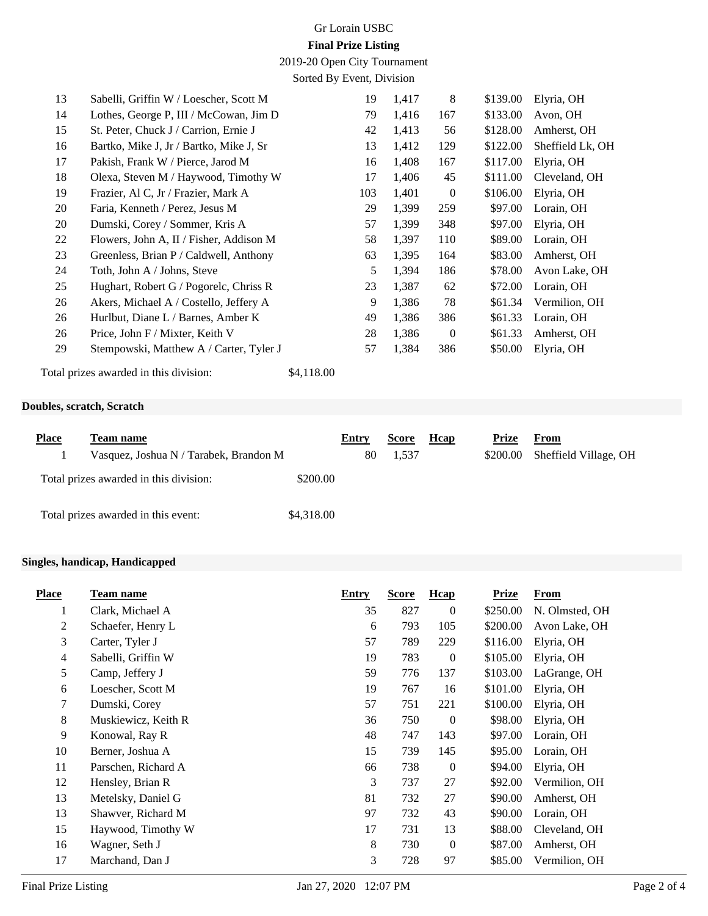| Place | Team name | Entry | Score | Hcap | Prize | From |
|---|---|---|---|---|---|---|
| 13 | Sabelli, Griffin W / Loescher, Scott M | 19 | 1,417 | 8 | $139.00 | Elyria, OH |
| 14 | Lothes, George P, III / McCowan, Jim D | 79 | 1,416 | 167 | $133.00 | Avon, OH |
| 15 | St. Peter, Chuck J / Carrion, Ernie J | 42 | 1,413 | 56 | $128.00 | Amherst, OH |
| 16 | Bartko, Mike J, Jr / Bartko, Mike J, Sr | 13 | 1,412 | 129 | $122.00 | Sheffield Lk, OH |
| 17 | Pakish, Frank W / Pierce, Jarod M | 16 | 1,408 | 167 | $117.00 | Elyria, OH |
| 18 | Olexa, Steven M / Haywood, Timothy W | 17 | 1,406 | 45 | $111.00 | Cleveland, OH |
| 19 | Frazier, Al C, Jr / Frazier, Mark A | 103 | 1,401 | 0 | $106.00 | Elyria, OH |
| 20 | Faria, Kenneth / Perez, Jesus M | 29 | 1,399 | 259 | $97.00 | Lorain, OH |
| 20 | Dumski, Corey / Sommer, Kris A | 57 | 1,399 | 348 | $97.00 | Elyria, OH |
| 22 | Flowers, John A, II / Fisher, Addison M | 58 | 1,397 | 110 | $89.00 | Lorain, OH |
| 23 | Greenless, Brian P / Caldwell, Anthony | 63 | 1,395 | 164 | $83.00 | Amherst, OH |
| 24 | Toth, John A / Johns, Steve | 5 | 1,394 | 186 | $78.00 | Avon Lake, OH |
| 25 | Hughart, Robert G / Pogorelc, Chriss R | 23 | 1,387 | 62 | $72.00 | Lorain, OH |
| 26 | Akers, Michael A / Costello, Jeffery A | 9 | 1,386 | 78 | $61.34 | Vermilion, OH |
| 26 | Hurlbut, Diane L / Barnes, Amber K | 49 | 1,386 | 386 | $61.33 | Lorain, OH |
| 26 | Price, John F / Mixter, Keith V | 28 | 1,386 | 0 | $61.33 | Amherst, OH |
| 29 | Stempowski, Matthew A / Carter, Tyler J | 57 | 1,384 | 386 | $50.00 | Elyria, OH |

Total prizes awarded in this division: $4,118.00

### Doubles, scratch, Scratch

| Place | Team name | Entry | Score | Hcap | Prize | From |
|---|---|---|---|---|---|---|
| 1 | Vasquez, Joshua N / Tarabek, Brandon M | 80 | 1,537 | | $200.00 | Sheffield Village, OH |

Total prizes awarded in this division: $200.00

Total prizes awarded in this event: $4,318.00

### Singles, handicap, Handicapped

| Place | Team name | Entry | Score | Hcap | Prize | From |
|---|---|---|---|---|---|---|
| 1 | Clark, Michael A | 35 | 827 | 0 | $250.00 | N. Olmsted, OH |
| 2 | Schaefer, Henry L | 6 | 793 | 105 | $200.00 | Avon Lake, OH |
| 3 | Carter, Tyler J | 57 | 789 | 229 | $116.00 | Elyria, OH |
| 4 | Sabelli, Griffin W | 19 | 783 | 0 | $105.00 | Elyria, OH |
| 5 | Camp, Jeffery J | 59 | 776 | 137 | $103.00 | LaGrange, OH |
| 6 | Loescher, Scott M | 19 | 767 | 16 | $101.00 | Elyria, OH |
| 7 | Dumski, Corey | 57 | 751 | 221 | $100.00 | Elyria, OH |
| 8 | Muskiewicz, Keith R | 36 | 750 | 0 | $98.00 | Elyria, OH |
| 9 | Konowal, Ray R | 48 | 747 | 143 | $97.00 | Lorain, OH |
| 10 | Berner, Joshua A | 15 | 739 | 145 | $95.00 | Lorain, OH |
| 11 | Parschen, Richard A | 66 | 738 | 0 | $94.00 | Elyria, OH |
| 12 | Hensley, Brian R | 3 | 737 | 27 | $92.00 | Vermilion, OH |
| 13 | Metelsky, Daniel G | 81 | 732 | 27 | $90.00 | Amherst, OH |
| 13 | Shawver, Richard M | 97 | 732 | 43 | $90.00 | Lorain, OH |
| 15 | Haywood, Timothy W | 17 | 731 | 13 | $88.00 | Cleveland, OH |
| 16 | Wagner, Seth J | 8 | 730 | 0 | $87.00 | Amherst, OH |
| 17 | Marchand, Dan J | 3 | 728 | 97 | $85.00 | Vermilion, OH |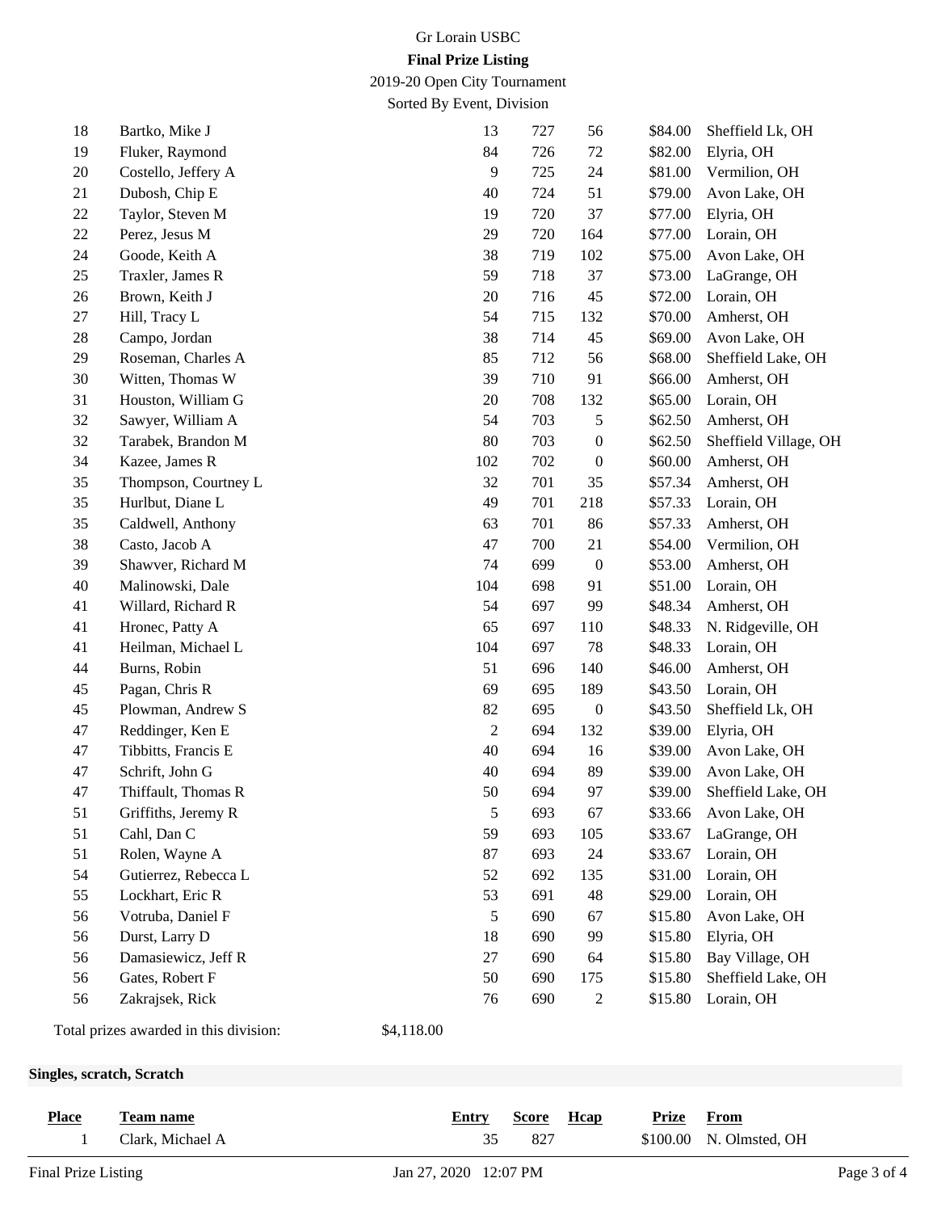Gr Lorain USBC

**Final Prize Listing**

2019-20 Open City Tournament

Sorted By Event, Division

| Place | Team name | Entry | Score | Hcap | Prize | From |
|---|---|---|---|---|---|---|
| 18 | Bartko, Mike J | 13 | 727 | 56 | $84.00 | Sheffield Lk, OH |
| 19 | Fluker, Raymond | 84 | 726 | 72 | $82.00 | Elyria, OH |
| 20 | Costello, Jeffery A | 9 | 725 | 24 | $81.00 | Vermilion, OH |
| 21 | Dubosh, Chip E | 40 | 724 | 51 | $79.00 | Avon Lake, OH |
| 22 | Taylor, Steven M | 19 | 720 | 37 | $77.00 | Elyria, OH |
| 22 | Perez, Jesus M | 29 | 720 | 164 | $77.00 | Lorain, OH |
| 24 | Goode, Keith A | 38 | 719 | 102 | $75.00 | Avon Lake, OH |
| 25 | Traxler, James R | 59 | 718 | 37 | $73.00 | LaGrange, OH |
| 26 | Brown, Keith J | 20 | 716 | 45 | $72.00 | Lorain, OH |
| 27 | Hill, Tracy L | 54 | 715 | 132 | $70.00 | Amherst, OH |
| 28 | Campo, Jordan | 38 | 714 | 45 | $69.00 | Avon Lake, OH |
| 29 | Roseman, Charles A | 85 | 712 | 56 | $68.00 | Sheffield Lake, OH |
| 30 | Witten, Thomas W | 39 | 710 | 91 | $66.00 | Amherst, OH |
| 31 | Houston, William G | 20 | 708 | 132 | $65.00 | Lorain, OH |
| 32 | Sawyer, William A | 54 | 703 | 5 | $62.50 | Amherst, OH |
| 32 | Tarabek, Brandon M | 80 | 703 | 0 | $62.50 | Sheffield Village, OH |
| 34 | Kazee, James R | 102 | 702 | 0 | $60.00 | Amherst, OH |
| 35 | Thompson, Courtney L | 32 | 701 | 35 | $57.34 | Amherst, OH |
| 35 | Hurlbut, Diane L | 49 | 701 | 218 | $57.33 | Lorain, OH |
| 35 | Caldwell, Anthony | 63 | 701 | 86 | $57.33 | Amherst, OH |
| 38 | Casto, Jacob A | 47 | 700 | 21 | $54.00 | Vermilion, OH |
| 39 | Shawver, Richard M | 74 | 699 | 0 | $53.00 | Amherst, OH |
| 40 | Malinowski, Dale | 104 | 698 | 91 | $51.00 | Lorain, OH |
| 41 | Willard, Richard R | 54 | 697 | 99 | $48.34 | Amherst, OH |
| 41 | Hronec, Patty A | 65 | 697 | 110 | $48.33 | N. Ridgeville, OH |
| 41 | Heilman, Michael L | 104 | 697 | 78 | $48.33 | Lorain, OH |
| 44 | Burns, Robin | 51 | 696 | 140 | $46.00 | Amherst, OH |
| 45 | Pagan, Chris R | 69 | 695 | 189 | $43.50 | Lorain, OH |
| 45 | Plowman, Andrew S | 82 | 695 | 0 | $43.50 | Sheffield Lk, OH |
| 47 | Reddinger, Ken E | 2 | 694 | 132 | $39.00 | Elyria, OH |
| 47 | Tibbitts, Francis E | 40 | 694 | 16 | $39.00 | Avon Lake, OH |
| 47 | Schrift, John G | 40 | 694 | 89 | $39.00 | Avon Lake, OH |
| 47 | Thiffault, Thomas R | 50 | 694 | 97 | $39.00 | Sheffield Lake, OH |
| 51 | Griffiths, Jeremy R | 5 | 693 | 67 | $33.66 | Avon Lake, OH |
| 51 | Cahl, Dan C | 59 | 693 | 105 | $33.67 | LaGrange, OH |
| 51 | Rolen, Wayne A | 87 | 693 | 24 | $33.67 | Lorain, OH |
| 54 | Gutierrez, Rebecca L | 52 | 692 | 135 | $31.00 | Lorain, OH |
| 55 | Lockhart, Eric R | 53 | 691 | 48 | $29.00 | Lorain, OH |
| 56 | Votruba, Daniel F | 5 | 690 | 67 | $15.80 | Avon Lake, OH |
| 56 | Durst, Larry D | 18 | 690 | 99 | $15.80 | Elyria, OH |
| 56 | Damasiewicz, Jeff R | 27 | 690 | 64 | $15.80 | Bay Village, OH |
| 56 | Gates, Robert F | 50 | 690 | 175 | $15.80 | Sheffield Lake, OH |
| 56 | Zakrajsek, Rick | 76 | 690 | 2 | $15.80 | Lorain, OH |

Total prizes awarded in this division: $4,118.00

**Singles, scratch, Scratch**

| Place | Team name | Entry | Score | Hcap | Prize | From |
|---|---|---|---|---|---|---|
| 1 | Clark, Michael A | 35 | 827 | | $100.00 | N. Olmsted, OH |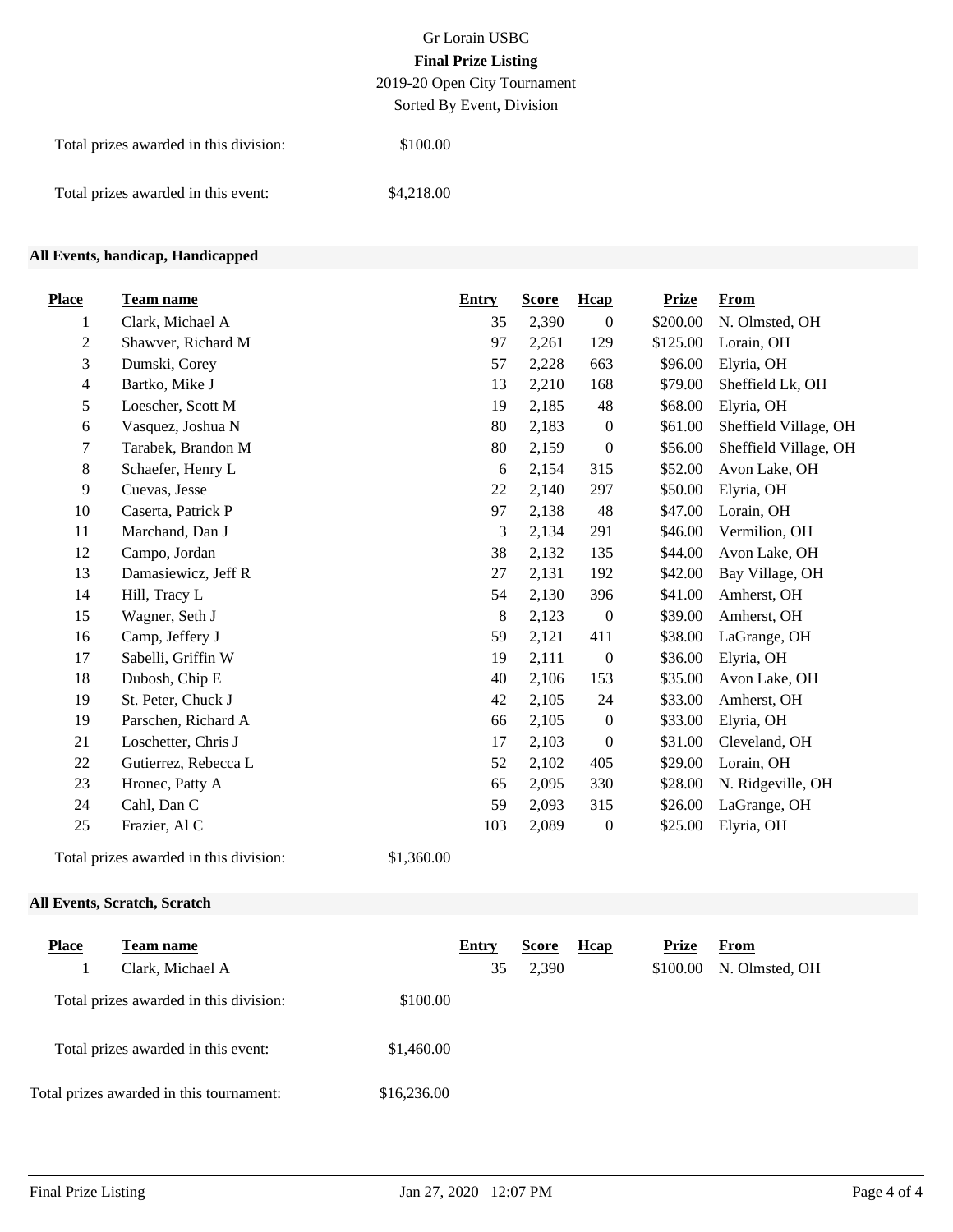Gr Lorain USBC

**Final Prize Listing**

2019-20 Open City Tournament

Sorted By Event, Division

Total prizes awarded in this division: $100.00

Total prizes awarded in this event: $4,218.00

### All Events, handicap, Handicapped

| Place | Team name | Entry | Score | Hcap | Prize | From |
|---|---|---|---|---|---|---|
| 1 | Clark, Michael A | 35 | 2,390 | 0 | $200.00 | N. Olmsted, OH |
| 2 | Shawver, Richard M | 97 | 2,261 | 129 | $125.00 | Lorain, OH |
| 3 | Dumski, Corey | 57 | 2,228 | 663 | $96.00 | Elyria, OH |
| 4 | Bartko, Mike J | 13 | 2,210 | 168 | $79.00 | Sheffield Lk, OH |
| 5 | Loescher, Scott M | 19 | 2,185 | 48 | $68.00 | Elyria, OH |
| 6 | Vasquez, Joshua N | 80 | 2,183 | 0 | $61.00 | Sheffield Village, OH |
| 7 | Tarabek, Brandon M | 80 | 2,159 | 0 | $56.00 | Sheffield Village, OH |
| 8 | Schaefer, Henry L | 6 | 2,154 | 315 | $52.00 | Avon Lake, OH |
| 9 | Cuevas, Jesse | 22 | 2,140 | 297 | $50.00 | Elyria, OH |
| 10 | Caserta, Patrick P | 97 | 2,138 | 48 | $47.00 | Lorain, OH |
| 11 | Marchand, Dan J | 3 | 2,134 | 291 | $46.00 | Vermilion, OH |
| 12 | Campo, Jordan | 38 | 2,132 | 135 | $44.00 | Avon Lake, OH |
| 13 | Damasiewicz, Jeff R | 27 | 2,131 | 192 | $42.00 | Bay Village, OH |
| 14 | Hill, Tracy L | 54 | 2,130 | 396 | $41.00 | Amherst, OH |
| 15 | Wagner, Seth J | 8 | 2,123 | 0 | $39.00 | Amherst, OH |
| 16 | Camp, Jeffery J | 59 | 2,121 | 411 | $38.00 | LaGrange, OH |
| 17 | Sabelli, Griffin W | 19 | 2,111 | 0 | $36.00 | Elyria, OH |
| 18 | Dubosh, Chip E | 40 | 2,106 | 153 | $35.00 | Avon Lake, OH |
| 19 | St. Peter, Chuck J | 42 | 2,105 | 24 | $33.00 | Amherst, OH |
| 19 | Parschen, Richard A | 66 | 2,105 | 0 | $33.00 | Elyria, OH |
| 21 | Loschetter, Chris J | 17 | 2,103 | 0 | $31.00 | Cleveland, OH |
| 22 | Gutierrez, Rebecca L | 52 | 2,102 | 405 | $29.00 | Lorain, OH |
| 23 | Hronec, Patty A | 65 | 2,095 | 330 | $28.00 | N. Ridgeville, OH |
| 24 | Cahl, Dan C | 59 | 2,093 | 315 | $26.00 | LaGrange, OH |
| 25 | Frazier, Al C | 103 | 2,089 | 0 | $25.00 | Elyria, OH |

Total prizes awarded in this division: $1,360.00

### All Events, Scratch, Scratch

| Place | Team name | Entry | Score | Hcap | Prize | From |
|---|---|---|---|---|---|---|
| 1 | Clark, Michael A | 35 | 2,390 | | $100.00 | N. Olmsted, OH |

Total prizes awarded in this division: $100.00

Total prizes awarded in this event: $1,460.00

Total prizes awarded in this tournament: $16,236.00